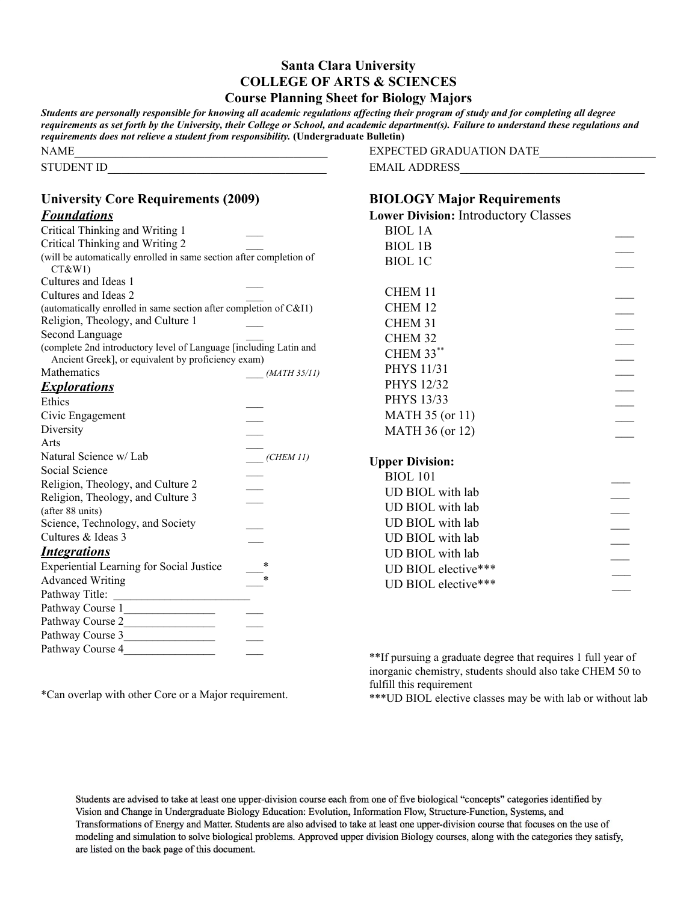# Santa Clara University
## COLLEGE OF ARTS & SCIENCES
## Course Planning Sheet for Biology Majors

***Students are personally responsible for knowing all academic regulations affecting their program of study and for completing all degree requirements as set forth by the University, their College or School, and academic department(s). Failure to understand these regulations and requirements does not relieve a student from responsibility.*** **(Undergraduate Bulletin)**

NAME___________________________________________ EXPECTED GRADUATION DATE___________________

STUDENT ID_____________________________________ EMAIL ADDRESS_______________________________

## University Core Requirements (2009)

### *Foundations*

Critical Thinking and Writing 1 ___
Critical Thinking and Writing 2 ___
(will be automatically enrolled in same section after completion of CT&W1)
Cultures and Ideas 1 ___
Cultures and Ideas 2 ___
(automatically enrolled in same section after completion of C&I1)
Religion, Theology, and Culture 1 ___
Second Language ___
(complete 2nd introductory level of Language [including Latin and Ancient Greek], or equivalent by proficiency exam)
Mathematics ___ *(MATH 35/11)*

### *Explorations*

Ethics ___
Civic Engagement ___
Diversity ___
Arts ___
Natural Science w/ Lab ___ *(CHEM 11)*
Social Science ___
Religion, Theology, and Culture 2 ___
Religion, Theology, and Culture 3 ___
(after 88 units)
Science, Technology, and Society ___
Cultures & Ideas 3 ___

### *Integrations*

Experiential Learning for Social Justice ___*
Advanced Writing ___*
Pathway Title: _______________________
Pathway Course 1________________ ___
Pathway Course 2________________ ___
Pathway Course 3________________ ___
Pathway Course 4________________ ___

*Can overlap with other Core or a Major requirement.

## BIOLOGY Major Requirements

**Lower Division:** Introductory Classes

BIOL 1A ___
BIOL 1B ___
BIOL 1C ___

CHEM 11 ___
CHEM 12 ___
CHEM 31 ___
CHEM 32 ___
CHEM 33** ___
PHYS 11/31 ___
PHYS 12/32 ___
PHYS 13/33 ___
MATH 35 (or 11) ___
MATH 36 (or 12) ___

**Upper Division:**

BIOL 101 ___
UD BIOL with lab ___
UD BIOL with lab ___
UD BIOL with lab ___
UD BIOL with lab ___
UD BIOL with lab ___
UD BIOL elective*** ___
UD BIOL elective*** ___

**If pursuing a graduate degree that requires 1 full year of inorganic chemistry, students should also take CHEM 50 to fulfill this requirement

***UD BIOL elective classes may be with lab or without lab

Students are advised to take at least one upper-division course each from one of five biological "concepts" categories identified by Vision and Change in Undergraduate Biology Education: Evolution, Information Flow, Structure-Function, Systems, and Transformations of Energy and Matter. Students are also advised to take at least one upper-division course that focuses on the use of modeling and simulation to solve biological problems. Approved upper division Biology courses, along with the categories they satisfy, are listed on the back page of this document.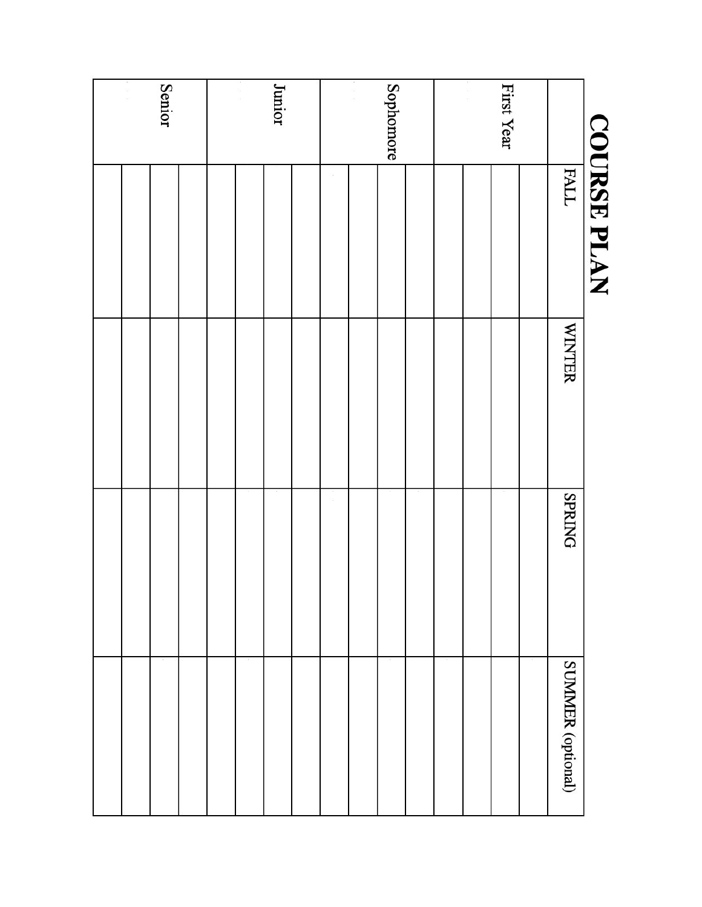# COURSE PLAN

| | FALL | WINTER | SPRING | SUMMER (optional) |
|---|---|---|---|---|
| First Year | | | | |
| | | | | |
| | | | | |
| | | | | |
| Sophomore | | | | |
| | | | | |
| | | | | |
| | | | | |
| Junior | | | | |
| | | | | |
| | | | | |
| | | | | |
| Senior | | | | |
| | | | | |
| | | | | |
| | | | | |